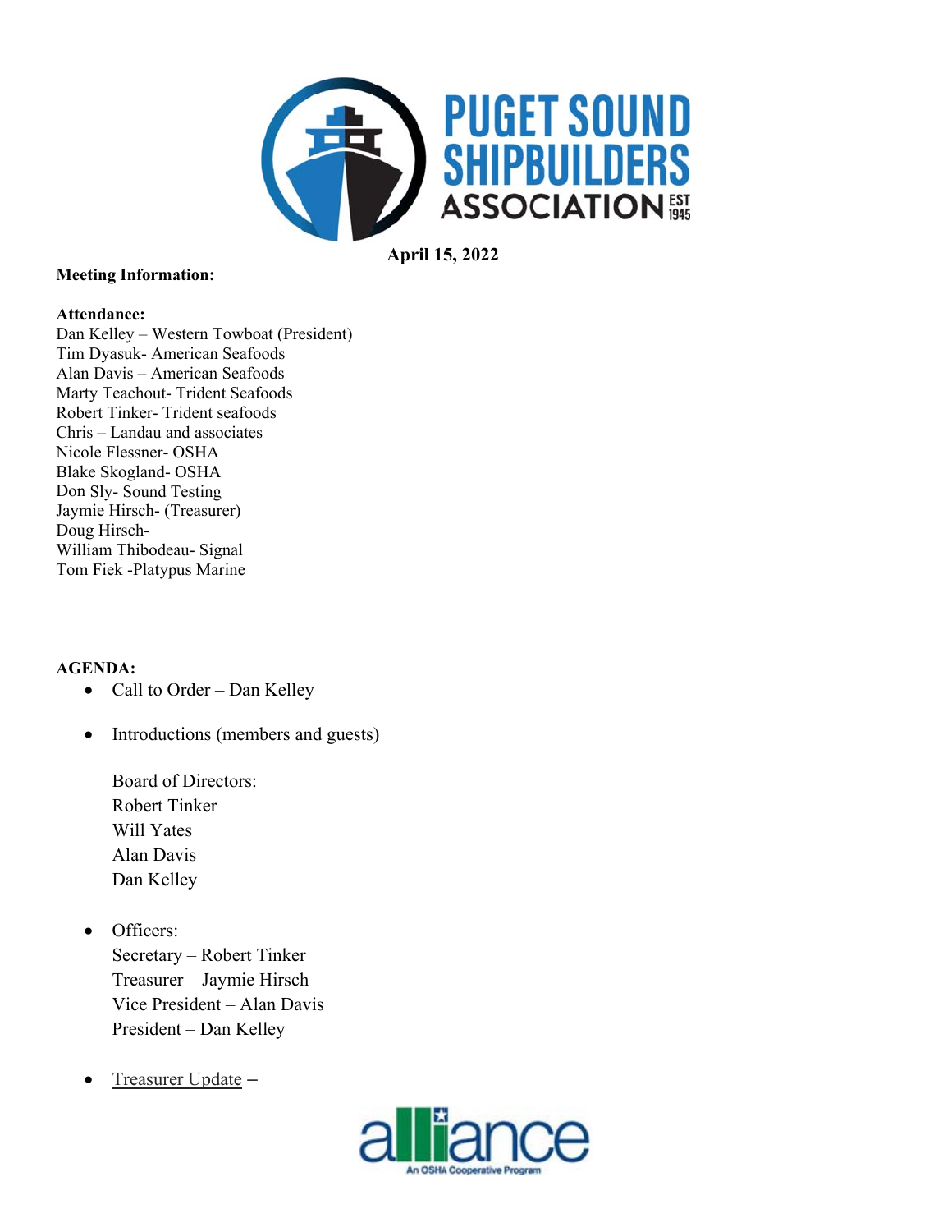# PUGET SOUND SHIPBUILDERS ASSOCIATION EST 1945

**April 15, 2022**

**Meeting Information:**

**Attendance:**
Dan Kelley – Western Towboat (President)
Tim Dyasuk- American Seafoods
Alan Davis – American Seafoods
Marty Teachout- Trident Seafoods
Robert Tinker- Trident seafoods
Chris – Landau and associates
Nicole Flessner- OSHA
Blake Skogland- OSHA
Don Sly- Sound Testing
Jaymie Hirsch- (Treasurer)
Doug Hirsch-
William Thibodeau- Signal
Tom Fiek -Platypus Marine

**AGENDA:**

- Call to Order – Dan Kelley
- Introductions (members and guests)

  Board of Directors:
  Robert Tinker
  Will Yates
  Alan Davis
  Dan Kelley

- Officers:
  Secretary – Robert Tinker
  Treasurer – Jaymie Hirsch
  Vice President – Alan Davis
  President – Dan Kelley

- Treasurer Update –

alliance
An OSHA Cooperative Program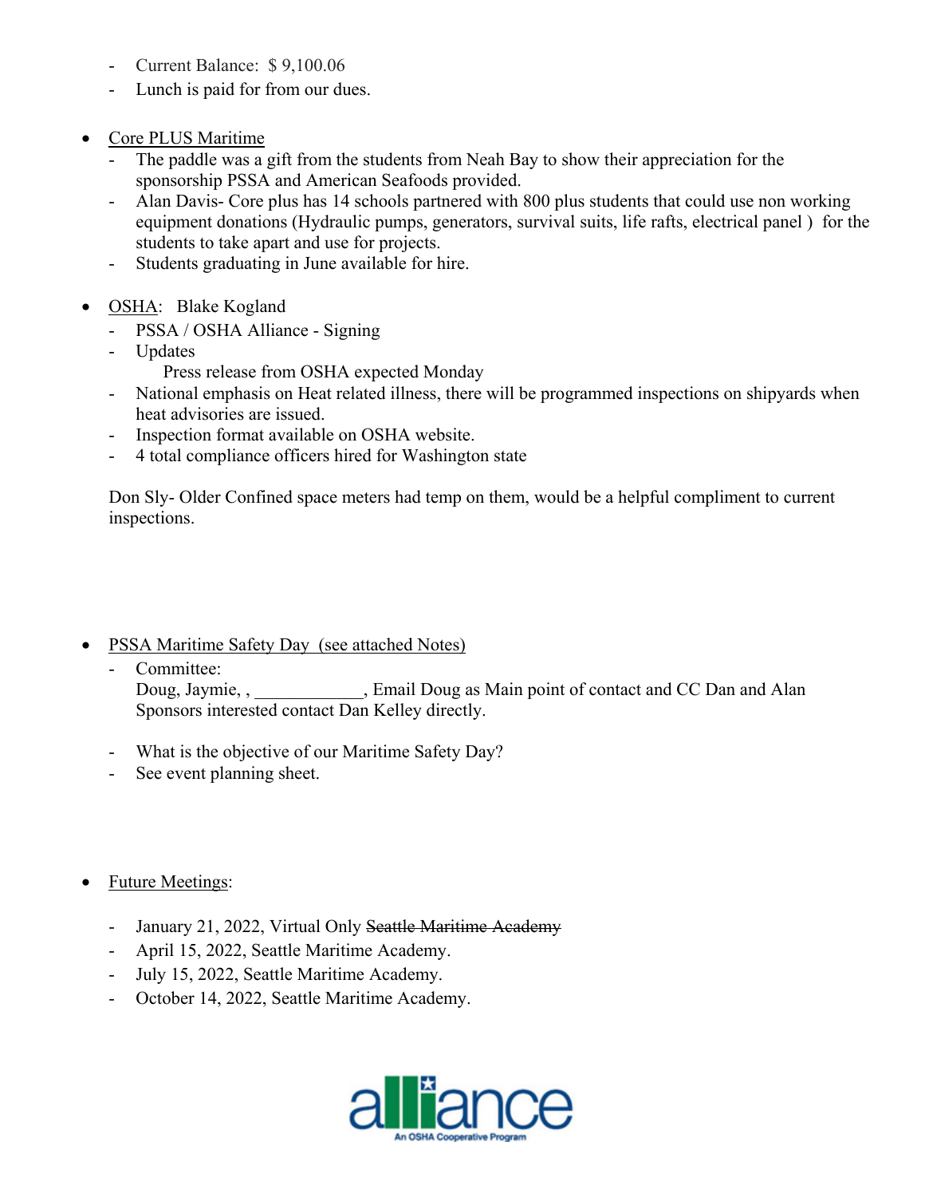- Current Balance: $ 9,100.06
- Lunch is paid for from our dues.

- Core PLUS Maritime
  - The paddle was a gift from the students from Neah Bay to show their appreciation for the sponsorship PSSA and American Seafoods provided.
  - Alan Davis- Core plus has 14 schools partnered with 800 plus students that could use non working equipment donations (Hydraulic pumps, generators, survival suits, life rafts, electrical panel ) for the students to take apart and use for projects.
  - Students graduating in June available for hire.

- OSHA: Blake Kogland
  - PSSA / OSHA Alliance - Signing
  - Updates
    
    Press release from OSHA expected Monday
  - National emphasis on Heat related illness, there will be programmed inspections on shipyards when heat advisories are issued.
  - Inspection format available on OSHA website.
  - 4 total compliance officers hired for Washington state

  Don Sly- Older Confined space meters had temp on them, would be a helpful compliment to current inspections.

- PSSA Maritime Safety Day (see attached Notes)
  - Committee:
    
    Doug, Jaymie, , ____________, Email Doug as Main point of contact and CC Dan and Alan
    
    Sponsors interested contact Dan Kelley directly.

  - What is the objective of our Maritime Safety Day?
  - See event planning sheet.

- Future Meetings:

  - January 21, 2022, Virtual Only ~~Seattle Maritime Academy~~
  - April 15, 2022, Seattle Maritime Academy.
  - July 15, 2022, Seattle Maritime Academy.
  - October 14, 2022, Seattle Maritime Academy.

alliance
An OSHA Cooperative Program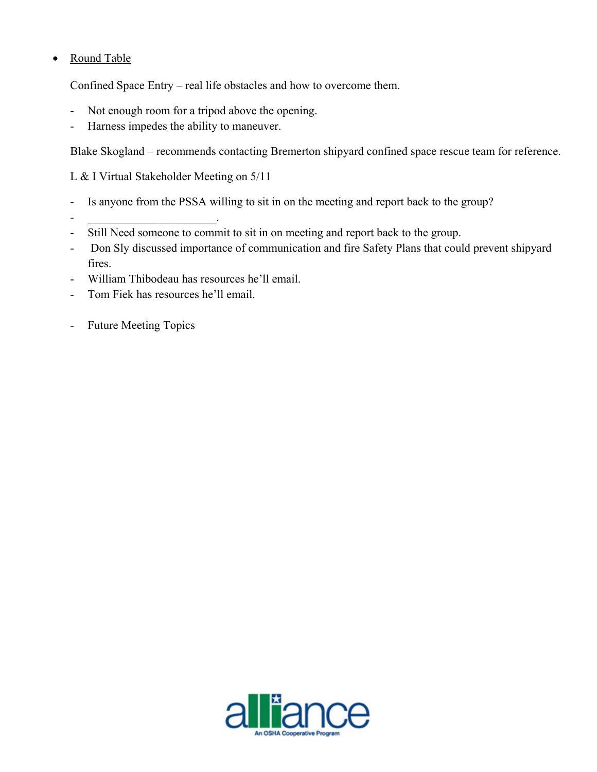- Round Table

  Confined Space Entry – real life obstacles and how to overcome them.

  - Not enough room for a tripod above the opening.
  - Harness impedes the ability to maneuver.

  Blake Skogland – recommends contacting Bremerton shipyard confined space rescue team for reference.

  L & I Virtual Stakeholder Meeting on 5/11

  - Is anyone from the PSSA willing to sit in on the meeting and report back to the group?
  - ______________________.
  - Still Need someone to commit to sit in on meeting and report back to the group.
  - Don Sly discussed importance of communication and fire Safety Plans that could prevent shipyard fires.
  - William Thibodeau has resources he'll email.
  - Tom Fiek has resources he'll email.

  - Future Meeting Topics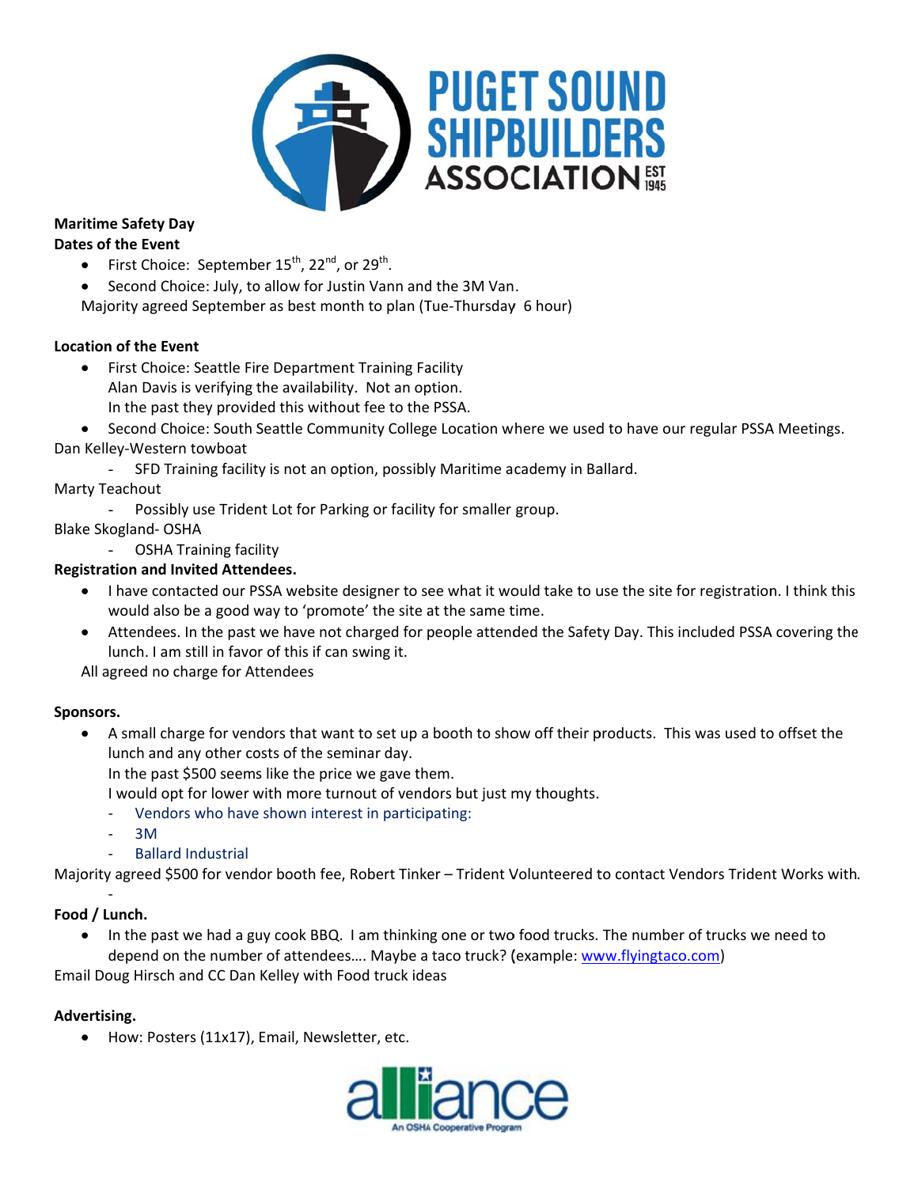**Maritime Safety Day**

**Dates of the Event**

- First Choice: September 15th, 22nd, or 29th.
- Second Choice: July, to allow for Justin Vann and the 3M Van.

Majority agreed September as best month to plan (Tue-Thursday 6 hour)

**Location of the Event**

- First Choice: Seattle Fire Department Training Facility
  Alan Davis is verifying the availability. Not an option.
  In the past they provided this without fee to the PSSA.
- Second Choice: South Seattle Community College Location where we used to have our regular PSSA Meetings.

Dan Kelley-Western towboat

- SFD Training facility is not an option, possibly Maritime academy in Ballard.

Marty Teachout

- Possibly use Trident Lot for Parking or facility for smaller group.

Blake Skogland- OSHA

- OSHA Training facility

**Registration and Invited Attendees.**

- I have contacted our PSSA website designer to see what it would take to use the site for registration. I think this would also be a good way to 'promote' the site at the same time.
- Attendees. In the past we have not charged for people attended the Safety Day. This included PSSA covering the lunch. I am still in favor of this if can swing it.

All agreed no charge for Attendees

**Sponsors.**

- A small charge for vendors that want to set up a booth to show off their products. This was used to offset the lunch and any other costs of the seminar day.
  In the past $500 seems like the price we gave them.
  I would opt for lower with more turnout of vendors but just my thoughts.
  - Vendors who have shown interest in participating:
  - 3M
  - Ballard Industrial

Majority agreed $500 for vendor booth fee, Robert Tinker – Trident Volunteered to contact Vendors Trident Works with.

**Food / Lunch.**

- In the past we had a guy cook BBQ. I am thinking one or two food trucks. The number of trucks we need to depend on the number of attendees…. Maybe a taco truck? (example: www.flyingtaco.com)

Email Doug Hirsch and CC Dan Kelley with Food truck ideas

**Advertising.**

- How: Posters (11x17), Email, Newsletter, etc.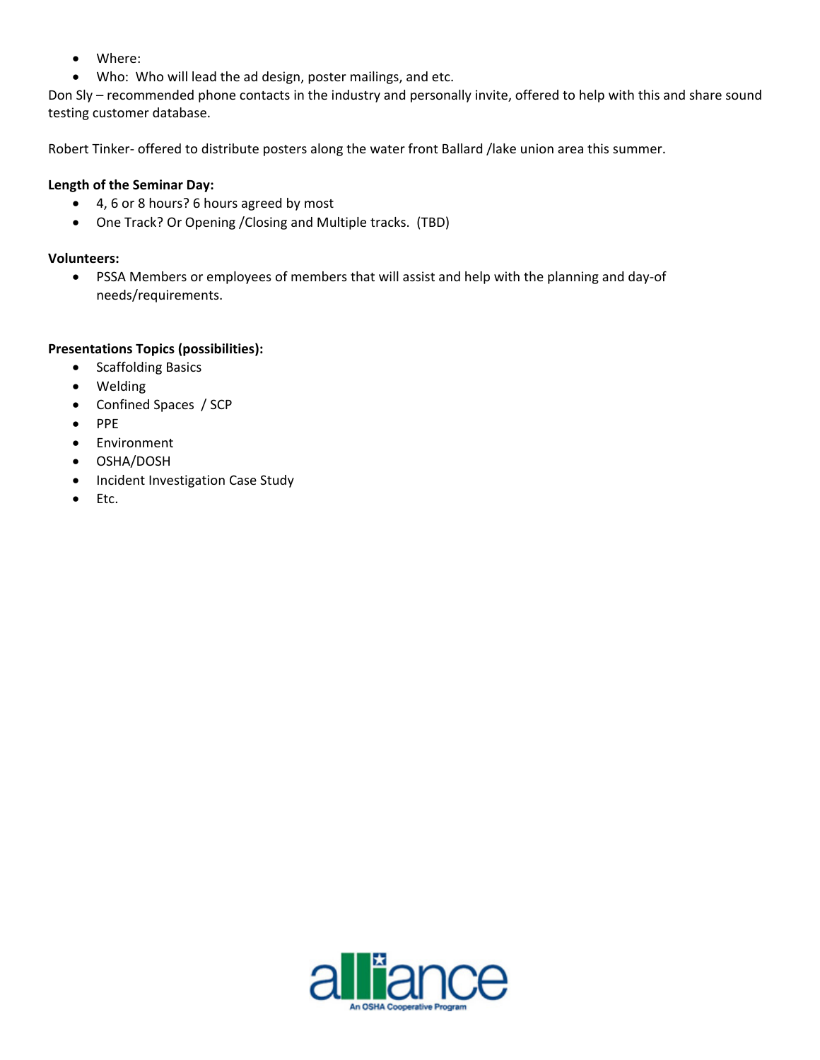- Where:
- Who: Who will lead the ad design, poster mailings, and etc.

Don Sly – recommended phone contacts in the industry and personally invite, offered to help with this and share sound testing customer database.

Robert Tinker- offered to distribute posters along the water front Ballard /lake union area this summer.

**Length of the Seminar Day:**

- 4, 6 or 8 hours? 6 hours agreed by most
- One Track? Or Opening /Closing and Multiple tracks. (TBD)

**Volunteers:**

- PSSA Members or employees of members that will assist and help with the planning and day-of needs/requirements.

**Presentations Topics (possibilities):**

- Scaffolding Basics
- Welding
- Confined Spaces / SCP
- PPE
- Environment
- OSHA/DOSH
- Incident Investigation Case Study
- Etc.